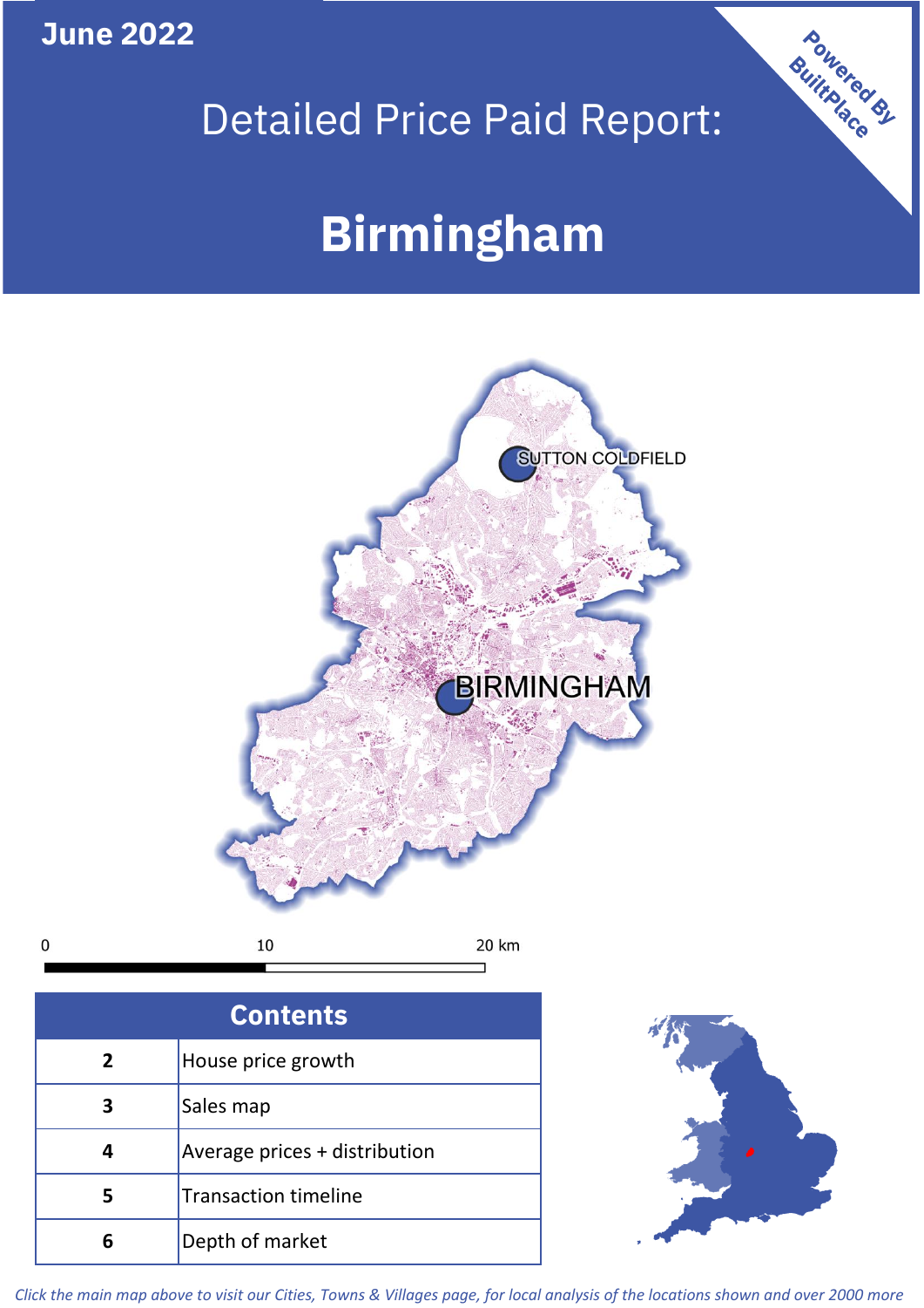June 2022

# Detailed Price Paid Report:

# Birmingham

Powered By BuiltPlace

SUTTON COLDFIELD

BIRMINGHAM

0 10 20 km

| Contents | |
|---|---|
| 2 | House price growth |
| 3 | Sales map |
| 4 | Average prices + distribution |
| 5 | Transaction timeline |
| 6 | Depth of market |

*Click the main map above to visit our Cities, Towns & Villages page, for local analysis of the locations shown and over 2000 more*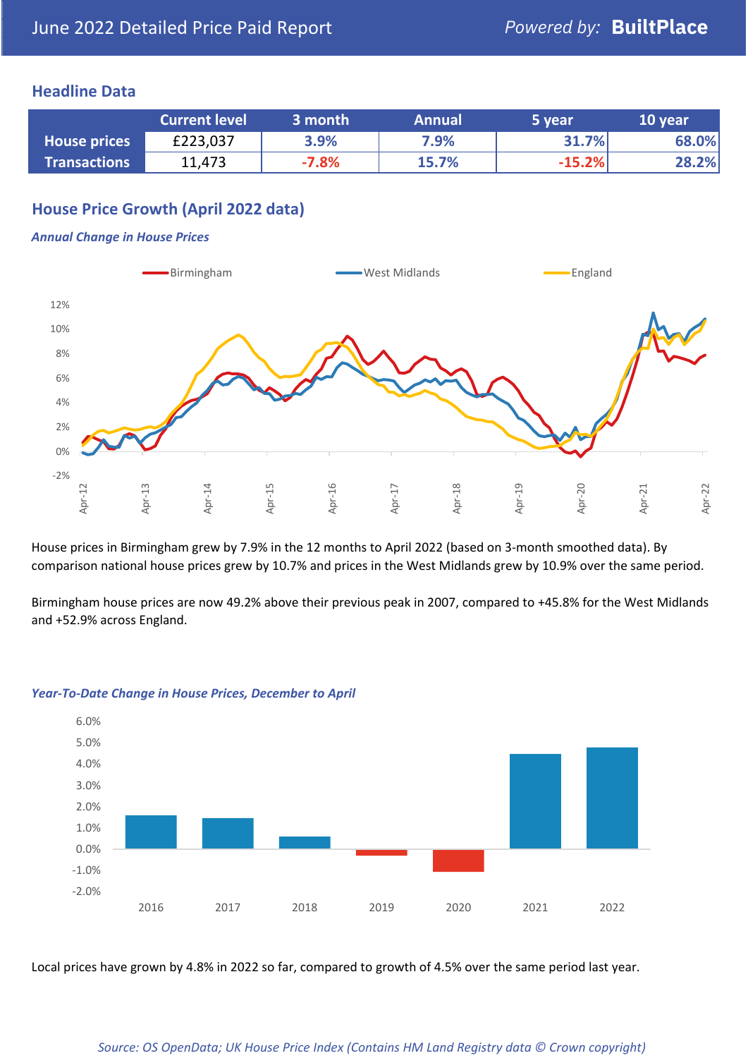# June 2022 Detailed Price Paid Report

Powered by: **BuiltPlace**

## Headline Data

| | Current level | 3 month | Annual | 5 year | 10 year |
|---|---|---|---|---|---|
| **House prices** | £223,037 | 3.9% | 7.9% | 31.7% | 68.0% |
| **Transactions** | 11,473 | -7.8% | 15.7% | -15.2% | 28.2% |

## House Price Growth (April 2022 data)

### *Annual Change in House Prices*

House prices in Birmingham grew by 7.9% in the 12 months to April 2022 (based on 3-month smoothed data). By comparison national house prices grew by 10.7% and prices in the West Midlands grew by 10.9% over the same period.

Birmingham house prices are now 49.2% above their previous peak in 2007, compared to +45.8% for the West Midlands and +52.9% across England.

### *Year-To-Date Change in House Prices, December to April*

Local prices have grown by 4.8% in 2022 so far, compared to growth of 4.5% over the same period last year.

*Source: OS OpenData; UK House Price Index (Contains HM Land Registry data © Crown copyright)*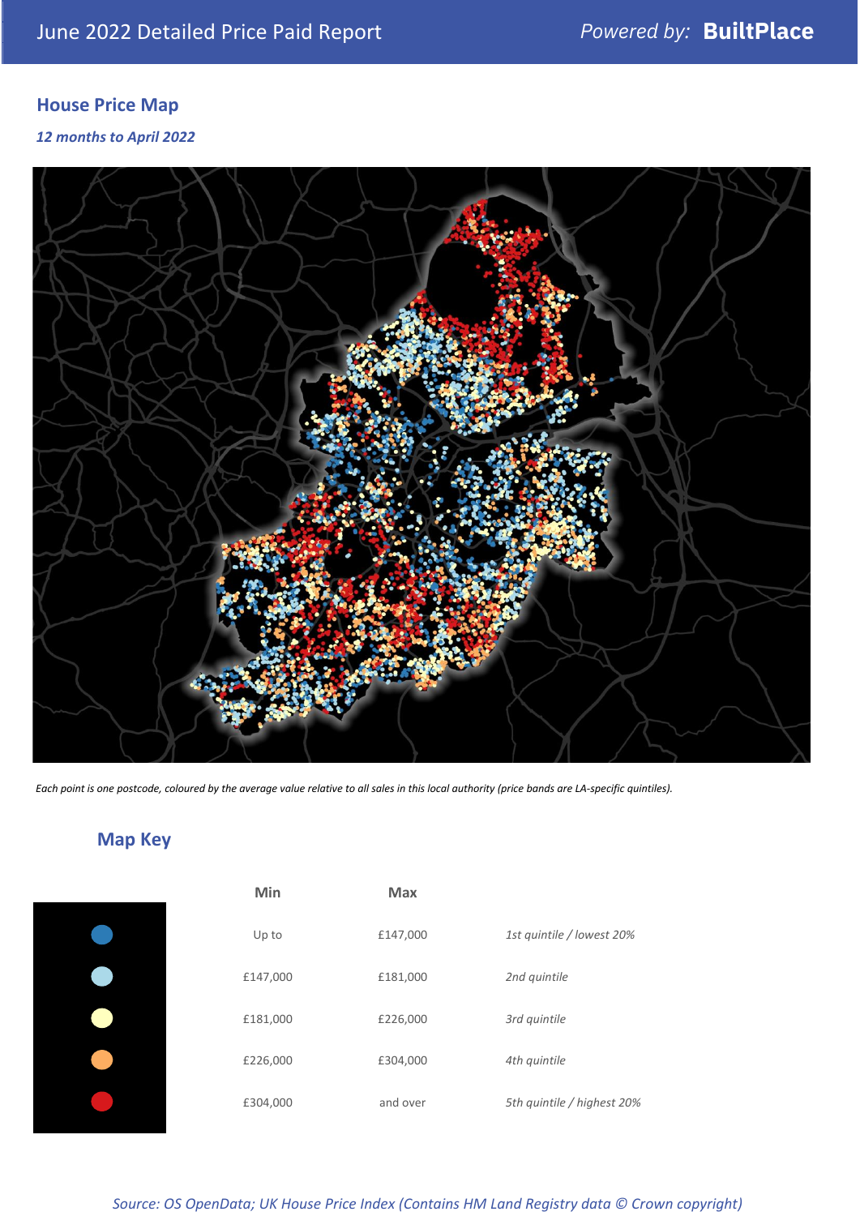# June 2022 Detailed Price Paid Report

*Powered by:* **BuiltPlace**

## House Price Map

***12 months to April 2022***

*Each point is one postcode, coloured by the average value relative to all sales in this local authority (price bands are LA-specific quintiles).*

## Map Key

| | Min | Max | |
|---|---|---|---|
| Dark blue | Up to | £147,000 | *1st quintile / lowest 20%* |
| Light blue | £147,000 | £181,000 | *2nd quintile* |
| Pale yellow | £181,000 | £226,000 | *3rd quintile* |
| Orange | £226,000 | £304,000 | *4th quintile* |
| Red | £304,000 | and over | *5th quintile / highest 20%* |

*Source: OS OpenData; UK House Price Index (Contains HM Land Registry data © Crown copyright)*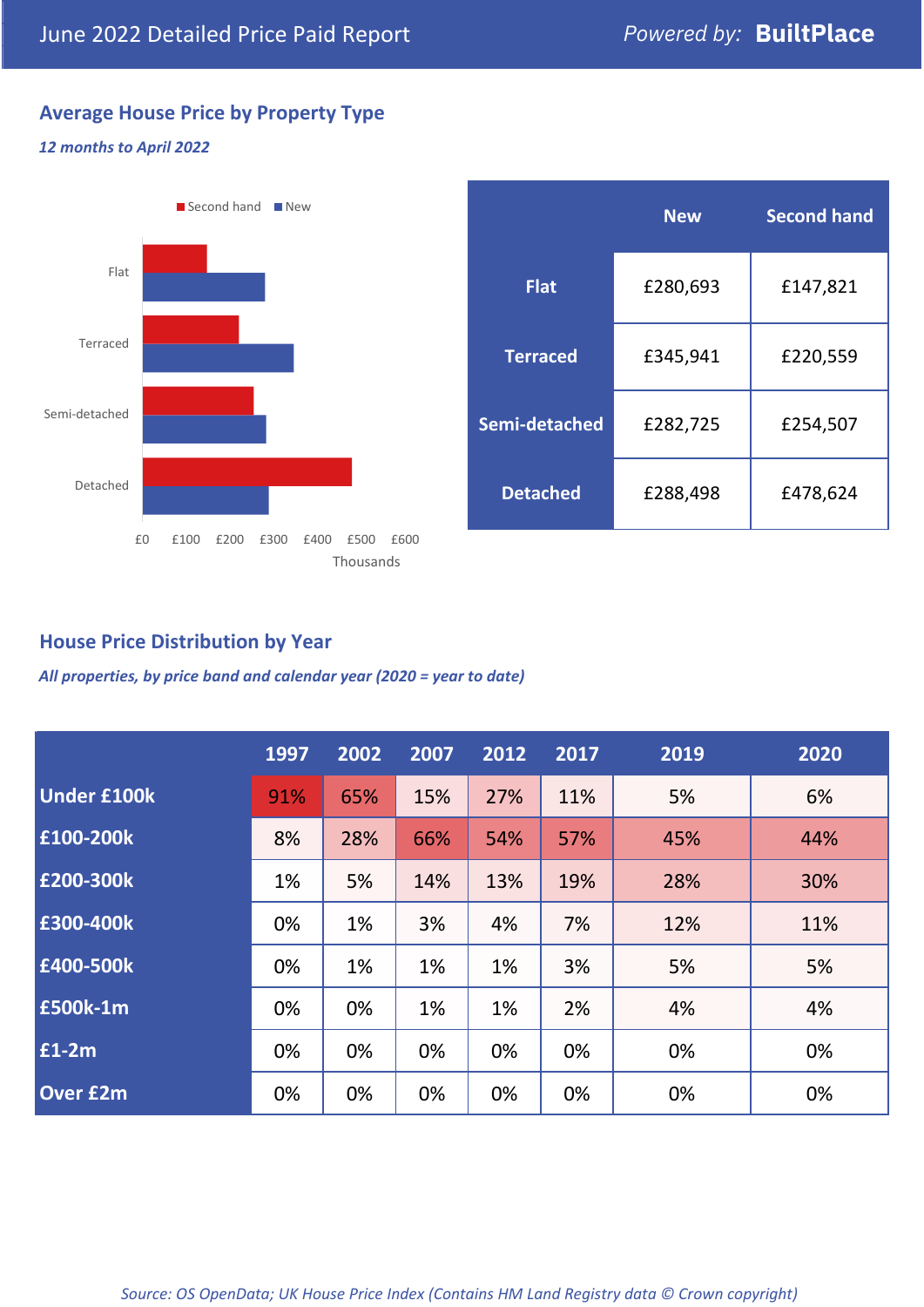June 2022 Detailed Price Paid Report — Powered by: **BuiltPlace**

## Average House Price by Property Type

*12 months to April 2022*

Second hand ■ New ■

Flat

Terraced

Semi-detached

Detached

£0 £100 £200 £300 £400 £500 £600

Thousands

| | New | Second hand |
|---|---|---|
| **Flat** | £280,693 | £147,821 |
| **Terraced** | £345,941 | £220,559 |
| **Semi-detached** | £282,725 | £254,507 |
| **Detached** | £288,498 | £478,624 |

## House Price Distribution by Year

*All properties, by price band and calendar year (2020 = year to date)*

| | 1997 | 2002 | 2007 | 2012 | 2017 | 2019 | 2020 |
|---|---|---|---|---|---|---|---|
| **Under £100k** | 91% | 65% | 15% | 27% | 11% | 5% | 6% |
| **£100-200k** | 8% | 28% | 66% | 54% | 57% | 45% | 44% |
| **£200-300k** | 1% | 5% | 14% | 13% | 19% | 28% | 30% |
| **£300-400k** | 0% | 1% | 3% | 4% | 7% | 12% | 11% |
| **£400-500k** | 0% | 1% | 1% | 1% | 3% | 5% | 5% |
| **£500k-1m** | 0% | 0% | 1% | 1% | 2% | 4% | 4% |
| **£1-2m** | 0% | 0% | 0% | 0% | 0% | 0% | 0% |
| **Over £2m** | 0% | 0% | 0% | 0% | 0% | 0% | 0% |

*Source: OS OpenData; UK House Price Index (Contains HM Land Registry data © Crown copyright)*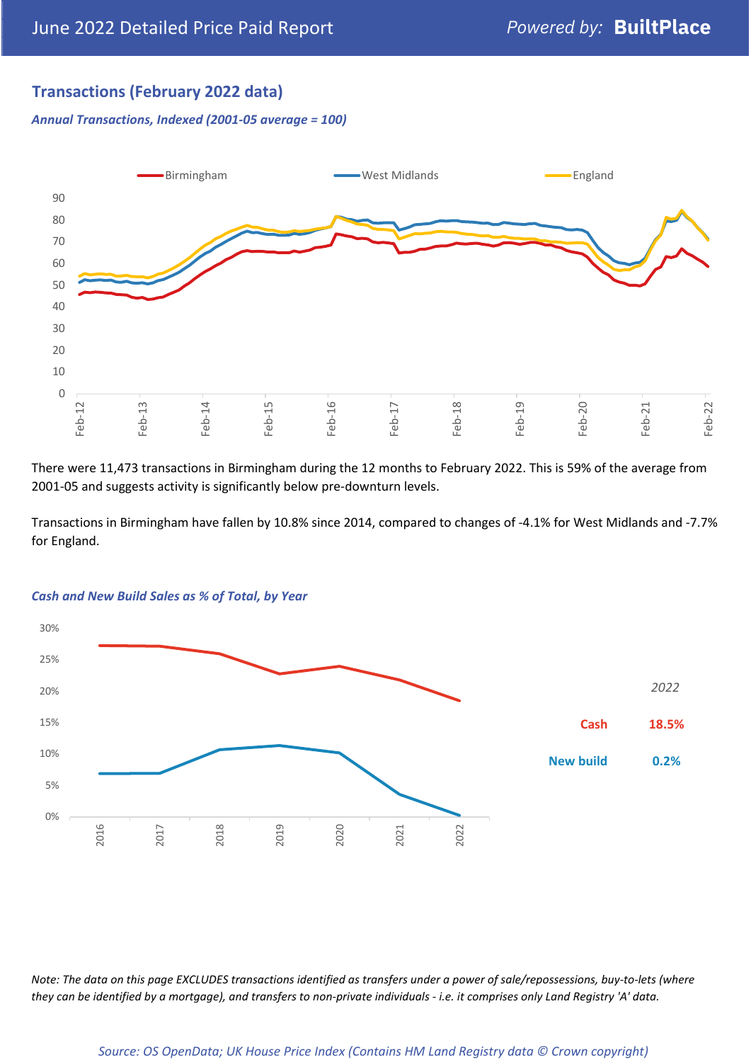## Transactions (February 2022 data)

*Annual Transactions, Indexed (2001-05 average = 100)*

There were 11,473 transactions in Birmingham during the 12 months to February 2022. This is 59% of the average from 2001-05 and suggests activity is significantly below pre-downturn levels.

Transactions in Birmingham have fallen by 10.8% since 2014, compared to changes of -4.1% for West Midlands and -7.7% for England.

*Cash and New Build Sales as % of Total, by Year*

| 2022 | |
|---|---|
| Cash | 18.5% |
| New build | 0.2% |

*Note: The data on this page EXCLUDES transactions identified as transfers under a power of sale/repossessions, buy-to-lets (where they can be identified by a mortgage), and transfers to non-private individuals - i.e. it comprises only Land Registry 'A' data.*

*Source: OS OpenData; UK House Price Index (Contains HM Land Registry data © Crown copyright)*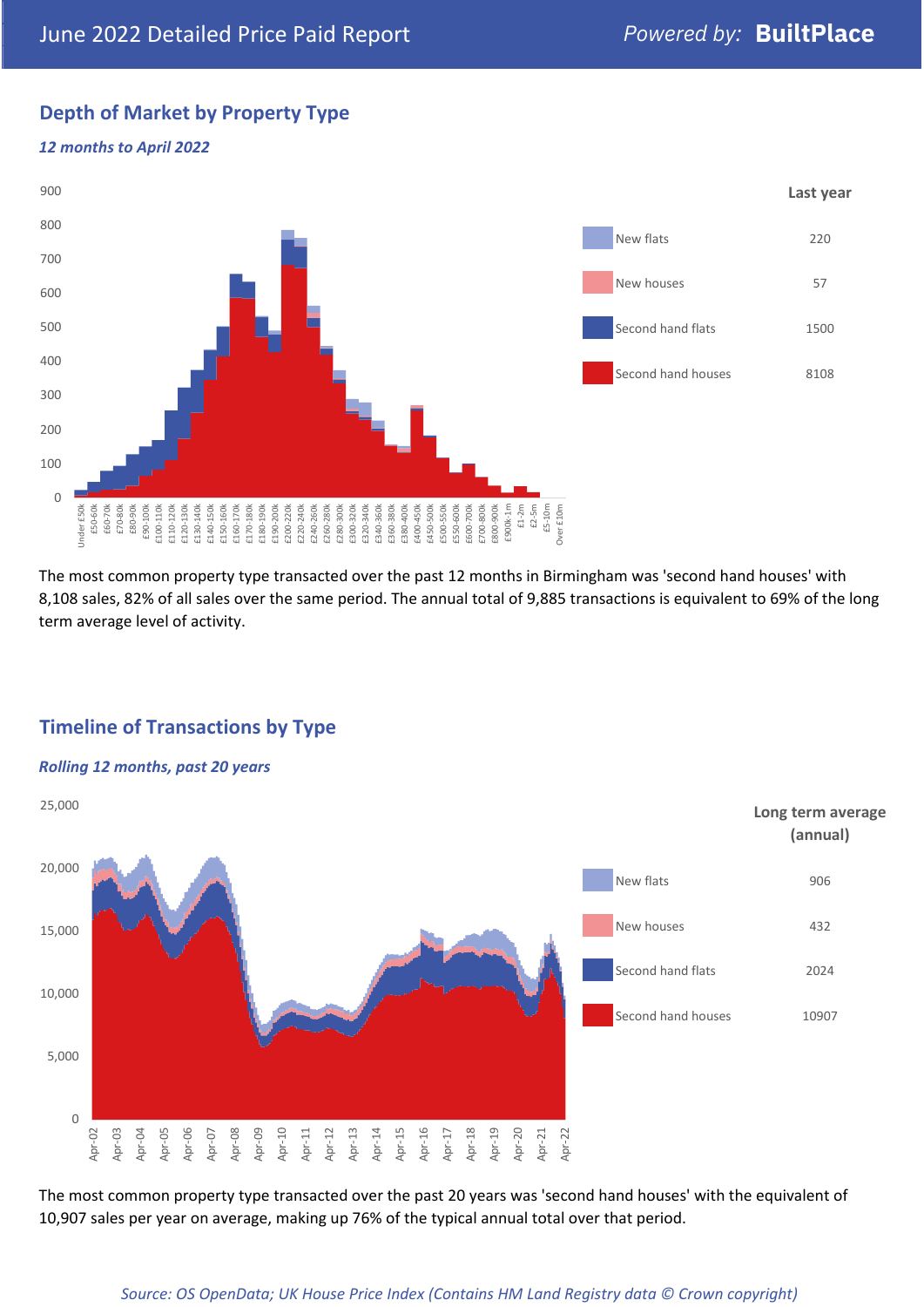# June 2022 Detailed Price Paid Report

Powered by: **BuiltPlace**

## Depth of Market by Property Type

*12 months to April 2022*

900
800
700
600
500
400
300
200
100
0

Under £50k, £50-60k, £60-70k, £70-80k, £80-90k, £90-100k, £100-110k, £110-120k, £120-130k, £130-140k, £140-150k, £150-160k, £160-170k, £170-180k, £180-190k, £190-200k, £200-220k, £220-240k, £240-260k, £260-280k, £280-300k, £300-320k, £320-340k, £340-360k, £360-380k, £380-400k, £400-450k, £450-500k, £500-550k, £550-600k, £600-700k, £700-800k, £800-900k, £900k-1m, £1-2m, £2-5m, £5-10m, Over £10m

Last year

New flats 220
New houses 57
Second hand flats 1500
Second hand houses 8108

The most common property type transacted over the past 12 months in Birmingham was 'second hand houses' with 8,108 sales, 82% of all sales over the same period. The annual total of 9,885 transactions is equivalent to 69% of the long term average level of activity.

## Timeline of Transactions by Type

*Rolling 12 months, past 20 years*

25,000
20,000
15,000
10,000
5,000
0

Apr-02, Apr-03, Apr-04, Apr-05, Apr-06, Apr-07, Apr-08, Apr-09, Apr-10, Apr-11, Apr-12, Apr-13, Apr-14, Apr-15, Apr-16, Apr-17, Apr-18, Apr-19, Apr-20, Apr-21, Apr-22

Long term average (annual)

New flats 906
New houses 432
Second hand flats 2024
Second hand houses 10907

The most common property type transacted over the past 20 years was 'second hand houses' with the equivalent of 10,907 sales per year on average, making up 76% of the typical annual total over that period.

*Source: OS OpenData; UK House Price Index (Contains HM Land Registry data © Crown copyright)*